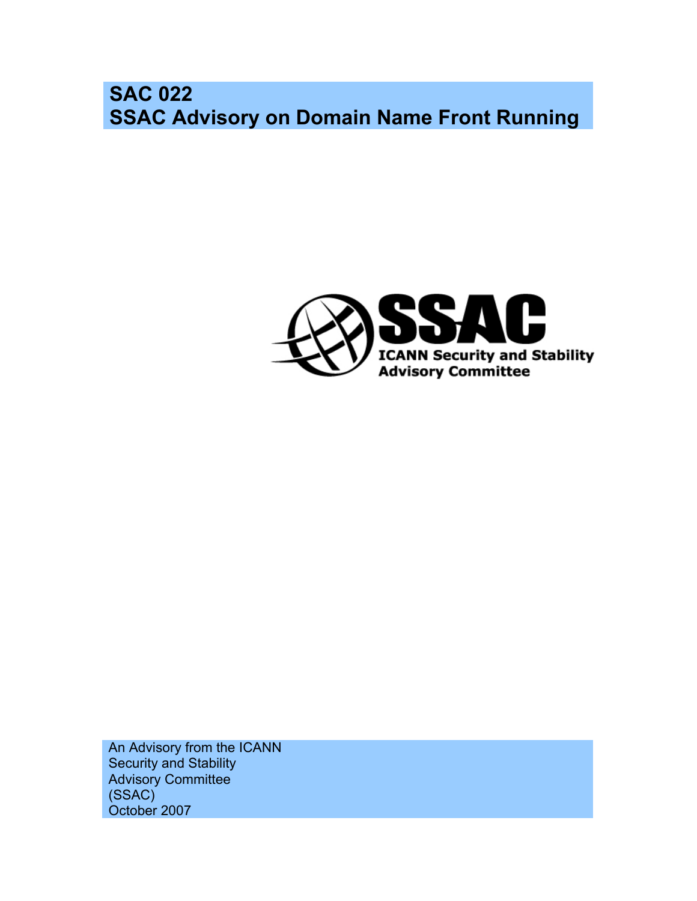# SAC 022
# SSAC Advisory on Domain Name Front Running

SSAC

ICANN Security and Stability Advisory Committee

An Advisory from the ICANN
Security and Stability
Advisory Committee
(SSAC)
October 2007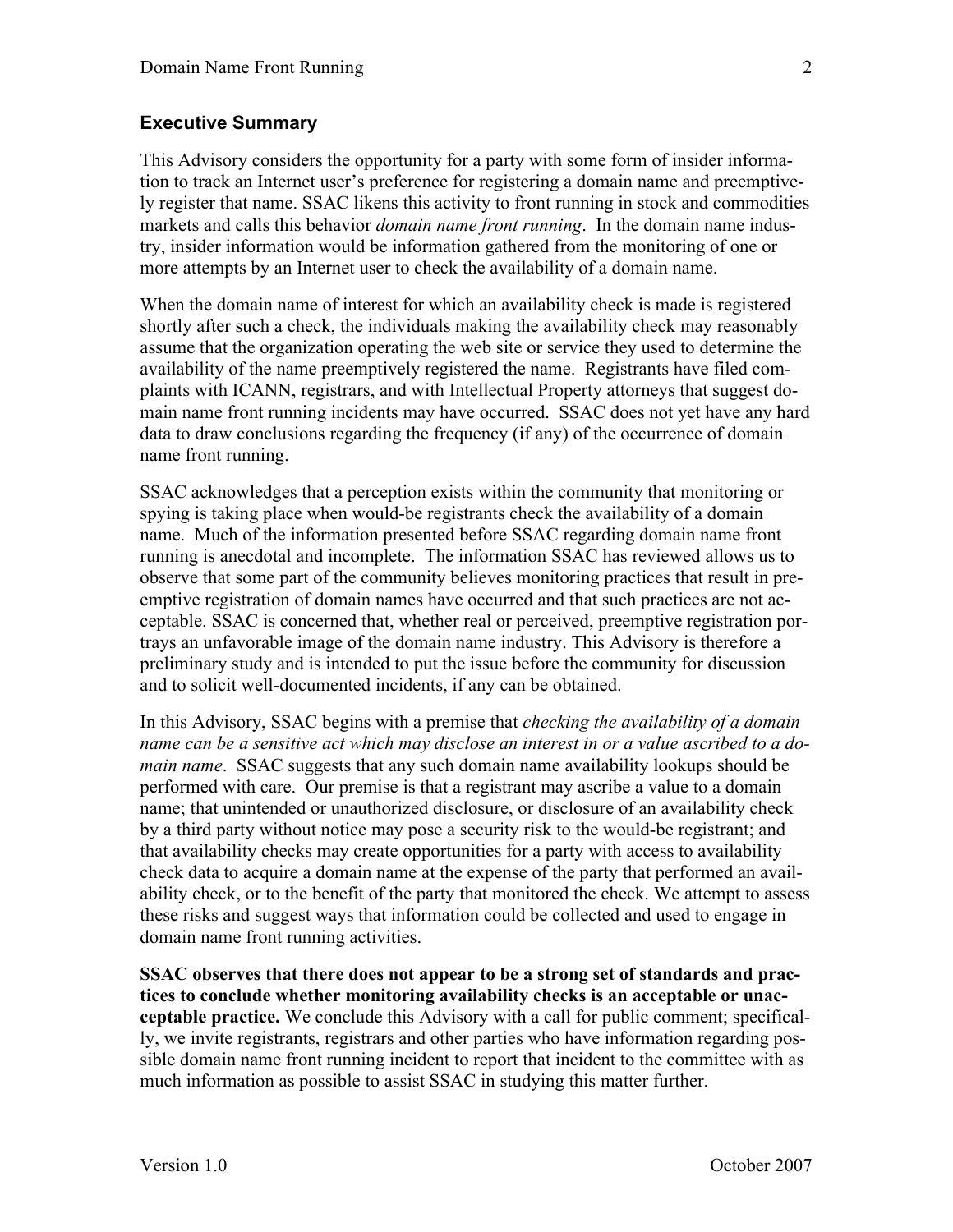## Executive Summary

This Advisory considers the opportunity for a party with some form of insider information to track an Internet user's preference for registering a domain name and preemptively register that name. SSAC likens this activity to front running in stock and commodities markets and calls this behavior *domain name front running*. In the domain name industry, insider information would be information gathered from the monitoring of one or more attempts by an Internet user to check the availability of a domain name.

When the domain name of interest for which an availability check is made is registered shortly after such a check, the individuals making the availability check may reasonably assume that the organization operating the web site or service they used to determine the availability of the name preemptively registered the name. Registrants have filed complaints with ICANN, registrars, and with Intellectual Property attorneys that suggest domain name front running incidents may have occurred. SSAC does not yet have any hard data to draw conclusions regarding the frequency (if any) of the occurrence of domain name front running.

SSAC acknowledges that a perception exists within the community that monitoring or spying is taking place when would-be registrants check the availability of a domain name. Much of the information presented before SSAC regarding domain name front running is anecdotal and incomplete. The information SSAC has reviewed allows us to observe that some part of the community believes monitoring practices that result in preemptive registration of domain names have occurred and that such practices are not acceptable. SSAC is concerned that, whether real or perceived, preemptive registration portrays an unfavorable image of the domain name industry. This Advisory is therefore a preliminary study and is intended to put the issue before the community for discussion and to solicit well-documented incidents, if any can be obtained.

In this Advisory, SSAC begins with a premise that *checking the availability of a domain name can be a sensitive act which may disclose an interest in or a value ascribed to a domain name*. SSAC suggests that any such domain name availability lookups should be performed with care. Our premise is that a registrant may ascribe a value to a domain name; that unintended or unauthorized disclosure, or disclosure of an availability check by a third party without notice may pose a security risk to the would-be registrant; and that availability checks may create opportunities for a party with access to availability check data to acquire a domain name at the expense of the party that performed an availability check, or to the benefit of the party that monitored the check. We attempt to assess these risks and suggest ways that information could be collected and used to engage in domain name front running activities.

**SSAC observes that there does not appear to be a strong set of standards and practices to conclude whether monitoring availability checks is an acceptable or unacceptable practice.** We conclude this Advisory with a call for public comment; specifically, we invite registrants, registrars and other parties who have information regarding possible domain name front running incident to report that incident to the committee with as much information as possible to assist SSAC in studying this matter further.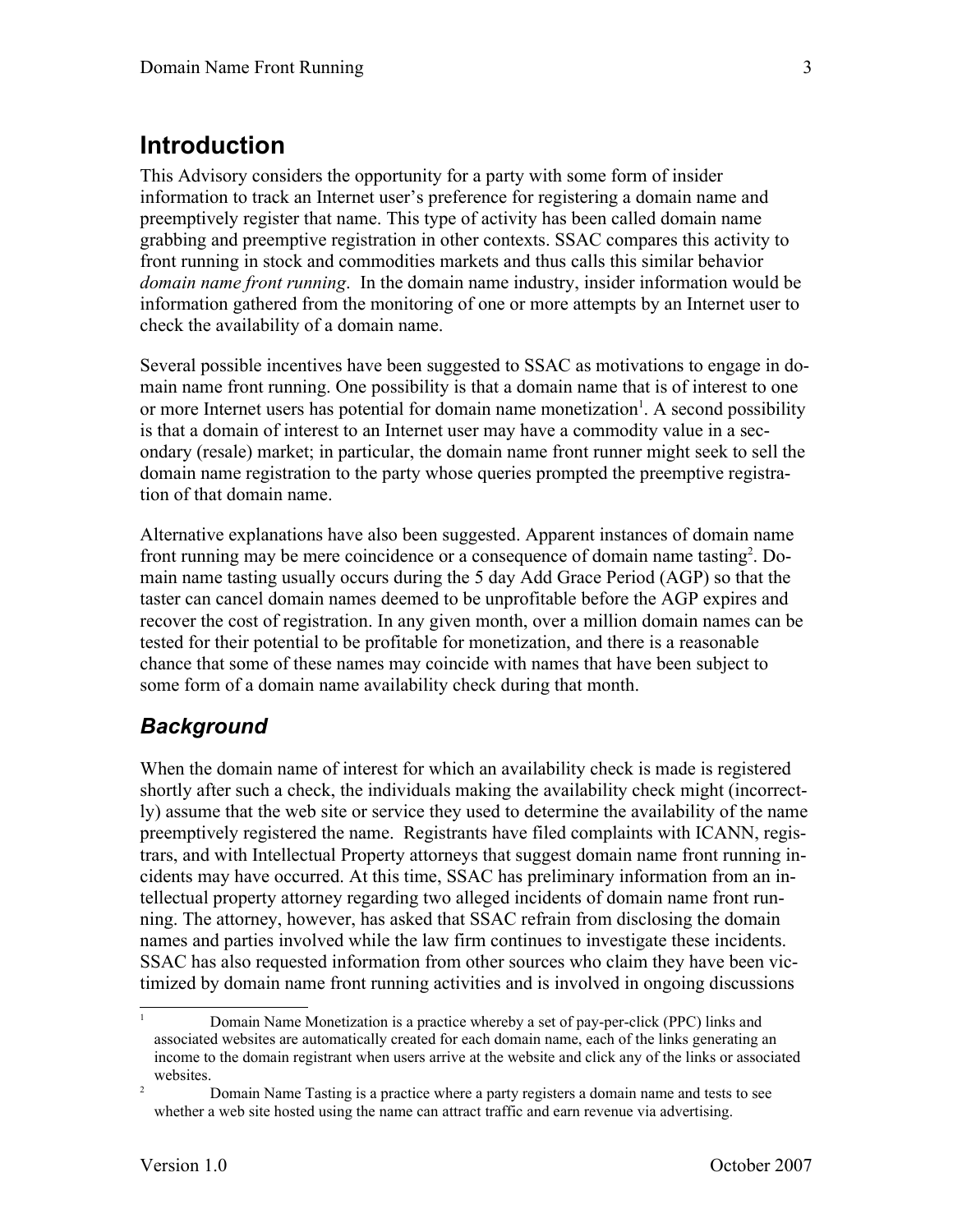# Introduction

This Advisory considers the opportunity for a party with some form of insider information to track an Internet user's preference for registering a domain name and preemptively register that name. This type of activity has been called domain name grabbing and preemptive registration in other contexts. SSAC compares this activity to front running in stock and commodities markets and thus calls this similar behavior *domain name front running*. In the domain name industry, insider information would be information gathered from the monitoring of one or more attempts by an Internet user to check the availability of a domain name.

Several possible incentives have been suggested to SSAC as motivations to engage in domain name front running. One possibility is that a domain name that is of interest to one or more Internet users has potential for domain name monetization[1]. A second possibility is that a domain of interest to an Internet user may have a commodity value in a secondary (resale) market; in particular, the domain name front runner might seek to sell the domain name registration to the party whose queries prompted the preemptive registration of that domain name.

Alternative explanations have also been suggested. Apparent instances of domain name front running may be mere coincidence or a consequence of domain name tasting[2]. Domain name tasting usually occurs during the 5 day Add Grace Period (AGP) so that the taster can cancel domain names deemed to be unprofitable before the AGP expires and recover the cost of registration. In any given month, over a million domain names can be tested for their potential to be profitable for monetization, and there is a reasonable chance that some of these names may coincide with names that have been subject to some form of a domain name availability check during that month.

## *Background*

When the domain name of interest for which an availability check is made is registered shortly after such a check, the individuals making the availability check might (incorrectly) assume that the web site or service they used to determine the availability of the name preemptively registered the name. Registrants have filed complaints with ICANN, registrars, and with Intellectual Property attorneys that suggest domain name front running incidents may have occurred. At this time, SSAC has preliminary information from an intellectual property attorney regarding two alleged incidents of domain name front running. The attorney, however, has asked that SSAC refrain from disclosing the domain names and parties involved while the law firm continues to investigate these incidents. SSAC has also requested information from other sources who claim they have been victimized by domain name front running activities and is involved in ongoing discussions

---

[1] Domain Name Monetization is a practice whereby a set of pay-per-click (PPC) links and associated websites are automatically created for each domain name, each of the links generating an income to the domain registrant when users arrive at the website and click any of the links or associated websites.

[2] Domain Name Tasting is a practice where a party registers a domain name and tests to see whether a web site hosted using the name can attract traffic and earn revenue via advertising.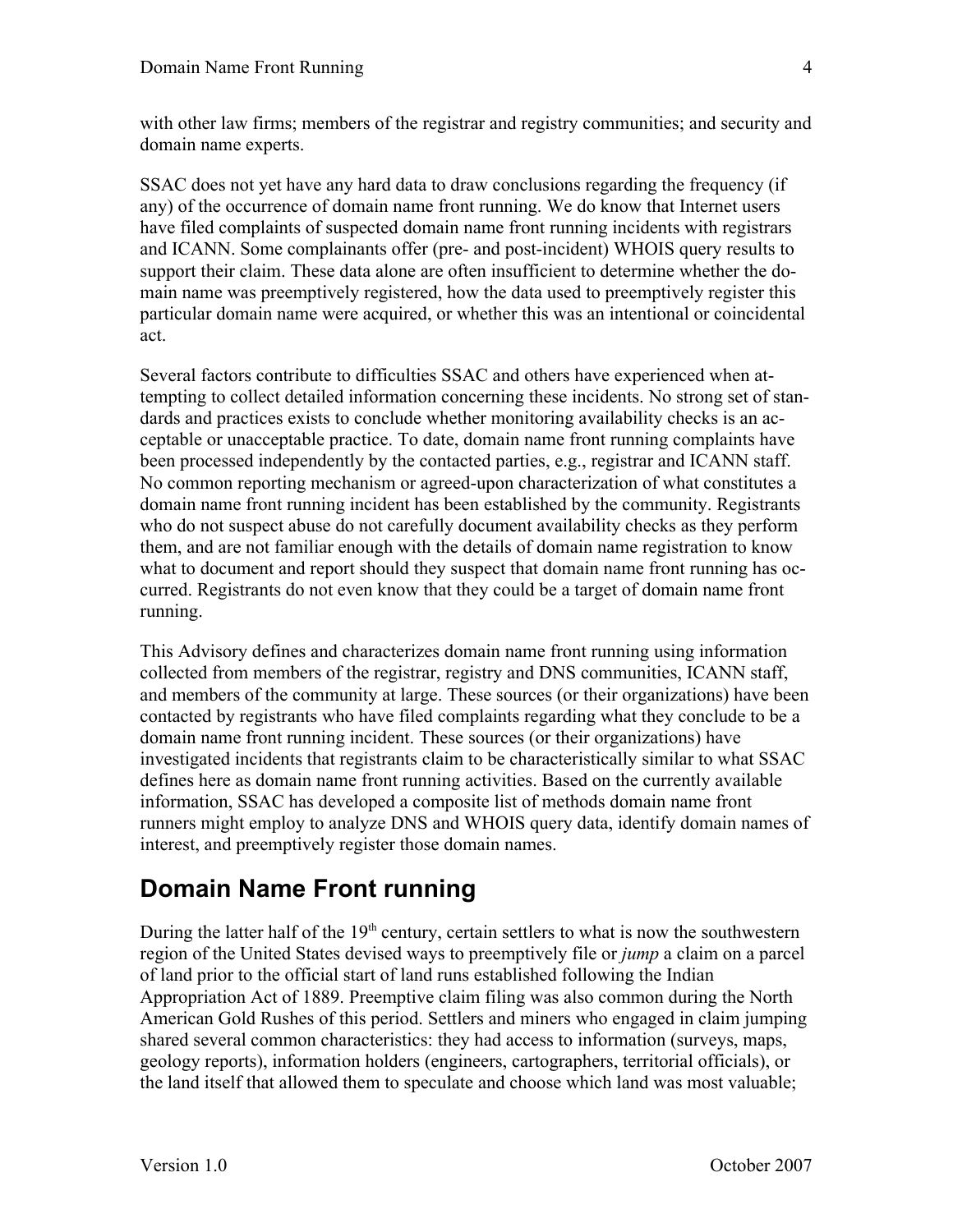with other law firms; members of the registrar and registry communities; and security and domain name experts.

SSAC does not yet have any hard data to draw conclusions regarding the frequency (if any) of the occurrence of domain name front running. We do know that Internet users have filed complaints of suspected domain name front running incidents with registrars and ICANN. Some complainants offer (pre- and post-incident) WHOIS query results to support their claim. These data alone are often insufficient to determine whether the domain name was preemptively registered, how the data used to preemptively register this particular domain name were acquired, or whether this was an intentional or coincidental act.

Several factors contribute to difficulties SSAC and others have experienced when attempting to collect detailed information concerning these incidents. No strong set of standards and practices exists to conclude whether monitoring availability checks is an acceptable or unacceptable practice. To date, domain name front running complaints have been processed independently by the contacted parties, e.g., registrar and ICANN staff. No common reporting mechanism or agreed-upon characterization of what constitutes a domain name front running incident has been established by the community. Registrants who do not suspect abuse do not carefully document availability checks as they perform them, and are not familiar enough with the details of domain name registration to know what to document and report should they suspect that domain name front running has occurred. Registrants do not even know that they could be a target of domain name front running.

This Advisory defines and characterizes domain name front running using information collected from members of the registrar, registry and DNS communities, ICANN staff, and members of the community at large. These sources (or their organizations) have been contacted by registrants who have filed complaints regarding what they conclude to be a domain name front running incident. These sources (or their organizations) have investigated incidents that registrants claim to be characteristically similar to what SSAC defines here as domain name front running activities. Based on the currently available information, SSAC has developed a composite list of methods domain name front runners might employ to analyze DNS and WHOIS query data, identify domain names of interest, and preemptively register those domain names.

## Domain Name Front running

During the latter half of the 19th century, certain settlers to what is now the southwestern region of the United States devised ways to preemptively file or *jump* a claim on a parcel of land prior to the official start of land runs established following the Indian Appropriation Act of 1889. Preemptive claim filing was also common during the North American Gold Rushes of this period. Settlers and miners who engaged in claim jumping shared several common characteristics: they had access to information (surveys, maps, geology reports), information holders (engineers, cartographers, territorial officials), or the land itself that allowed them to speculate and choose which land was most valuable;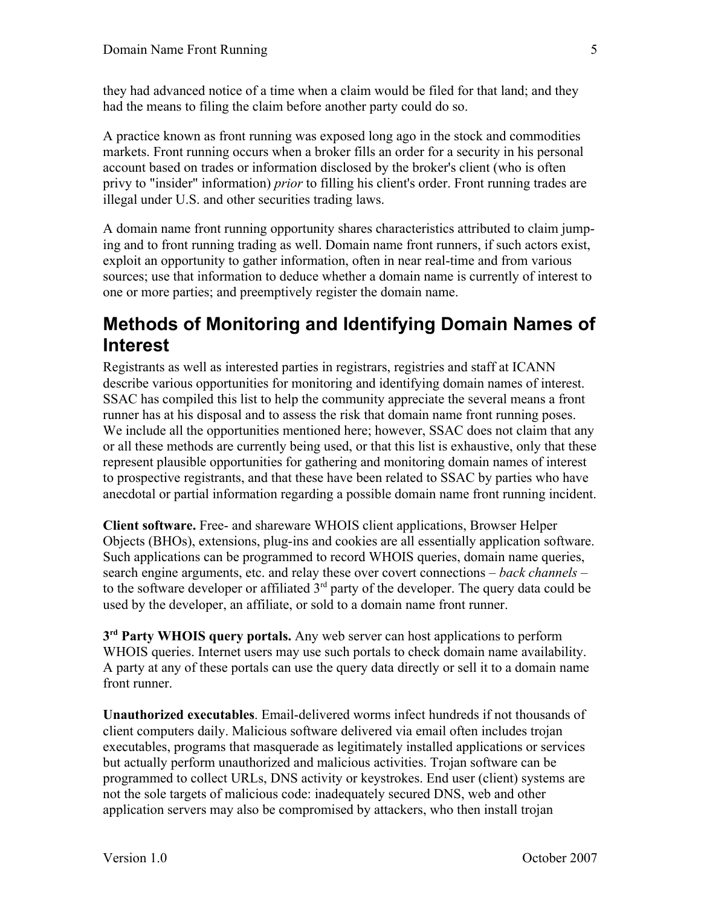they had advanced notice of a time when a claim would be filed for that land; and they had the means to filing the claim before another party could do so.

A practice known as front running was exposed long ago in the stock and commodities markets. Front running occurs when a broker fills an order for a security in his personal account based on trades or information disclosed by the broker's client (who is often privy to "insider" information) *prior* to filling his client's order. Front running trades are illegal under U.S. and other securities trading laws.

A domain name front running opportunity shares characteristics attributed to claim jumping and to front running trading as well. Domain name front runners, if such actors exist, exploit an opportunity to gather information, often in near real-time and from various sources; use that information to deduce whether a domain name is currently of interest to one or more parties; and preemptively register the domain name.

## Methods of Monitoring and Identifying Domain Names of Interest

Registrants as well as interested parties in registrars, registries and staff at ICANN describe various opportunities for monitoring and identifying domain names of interest. SSAC has compiled this list to help the community appreciate the several means a front runner has at his disposal and to assess the risk that domain name front running poses. We include all the opportunities mentioned here; however, SSAC does not claim that any or all these methods are currently being used, or that this list is exhaustive, only that these represent plausible opportunities for gathering and monitoring domain names of interest to prospective registrants, and that these have been related to SSAC by parties who have anecdotal or partial information regarding a possible domain name front running incident.

**Client software.** Free- and shareware WHOIS client applications, Browser Helper Objects (BHOs), extensions, plug-ins and cookies are all essentially application software. Such applications can be programmed to record WHOIS queries, domain name queries, search engine arguments, etc. and relay these over covert connections – *back channels* – to the software developer or affiliated 3rd party of the developer. The query data could be used by the developer, an affiliate, or sold to a domain name front runner.

**3rd Party WHOIS query portals.** Any web server can host applications to perform WHOIS queries. Internet users may use such portals to check domain name availability. A party at any of these portals can use the query data directly or sell it to a domain name front runner.

**Unauthorized executables**. Email-delivered worms infect hundreds if not thousands of client computers daily. Malicious software delivered via email often includes trojan executables, programs that masquerade as legitimately installed applications or services but actually perform unauthorized and malicious activities. Trojan software can be programmed to collect URLs, DNS activity or keystrokes. End user (client) systems are not the sole targets of malicious code: inadequately secured DNS, web and other application servers may also be compromised by attackers, who then install trojan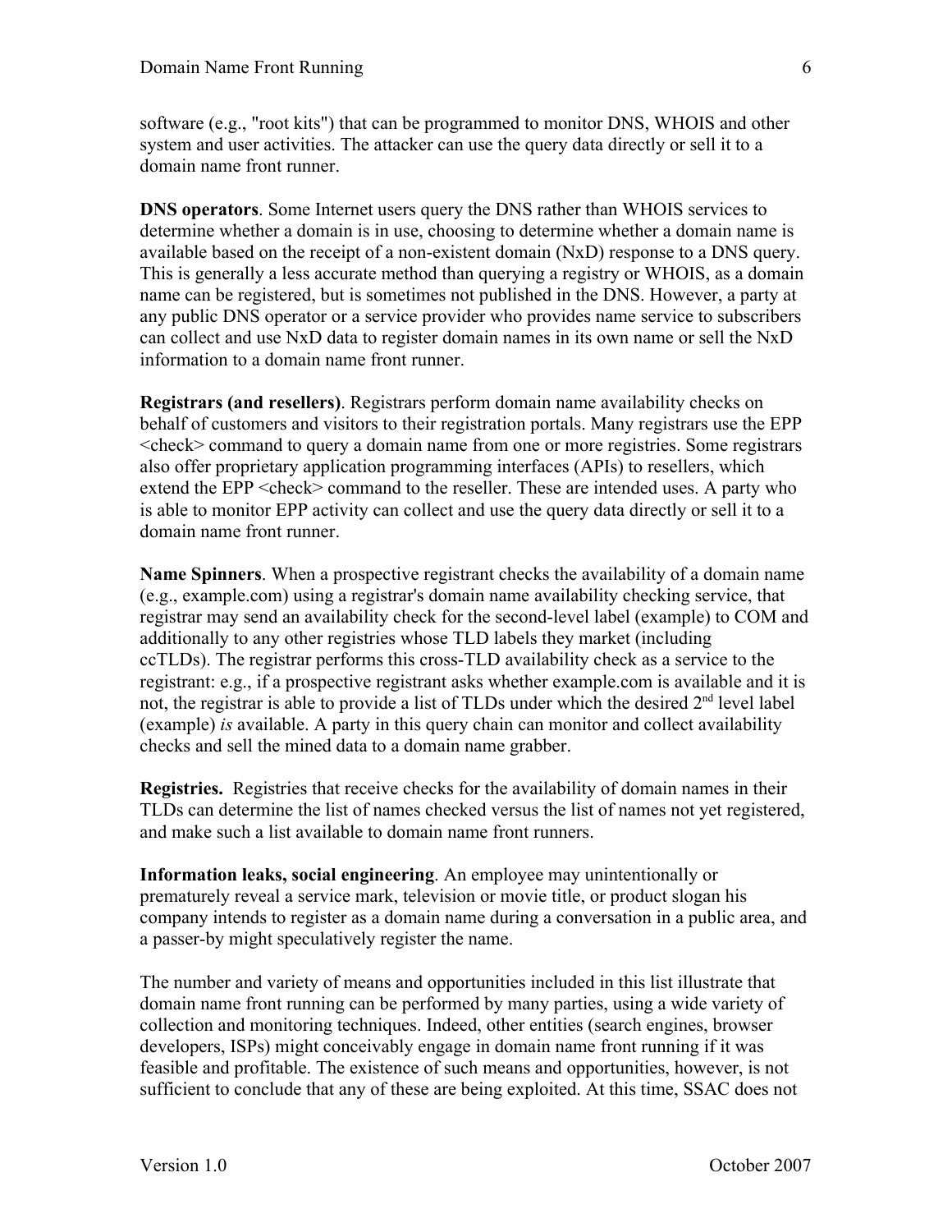software (e.g., "root kits") that can be programmed to monitor DNS, WHOIS and other system and user activities. The attacker can use the query data directly or sell it to a domain name front runner.

**DNS operators**. Some Internet users query the DNS rather than WHOIS services to determine whether a domain is in use, choosing to determine whether a domain name is available based on the receipt of a non-existent domain (NxD) response to a DNS query. This is generally a less accurate method than querying a registry or WHOIS, as a domain name can be registered, but is sometimes not published in the DNS. However, a party at any public DNS operator or a service provider who provides name service to subscribers can collect and use NxD data to register domain names in its own name or sell the NxD information to a domain name front runner.

**Registrars (and resellers)**. Registrars perform domain name availability checks on behalf of customers and visitors to their registration portals. Many registrars use the EPP <check> command to query a domain name from one or more registries. Some registrars also offer proprietary application programming interfaces (APIs) to resellers, which extend the EPP <check> command to the reseller. These are intended uses. A party who is able to monitor EPP activity can collect and use the query data directly or sell it to a domain name front runner.

**Name Spinners**. When a prospective registrant checks the availability of a domain name (e.g., example.com) using a registrar's domain name availability checking service, that registrar may send an availability check for the second-level label (example) to COM and additionally to any other registries whose TLD labels they market (including ccTLDs). The registrar performs this cross-TLD availability check as a service to the registrant: e.g., if a prospective registrant asks whether example.com is available and it is not, the registrar is able to provide a list of TLDs under which the desired 2nd level label (example) *is* available. A party in this query chain can monitor and collect availability checks and sell the mined data to a domain name grabber.

**Registries.** Registries that receive checks for the availability of domain names in their TLDs can determine the list of names checked versus the list of names not yet registered, and make such a list available to domain name front runners.

**Information leaks, social engineering**. An employee may unintentionally or prematurely reveal a service mark, television or movie title, or product slogan his company intends to register as a domain name during a conversation in a public area, and a passer-by might speculatively register the name.

The number and variety of means and opportunities included in this list illustrate that domain name front running can be performed by many parties, using a wide variety of collection and monitoring techniques. Indeed, other entities (search engines, browser developers, ISPs) might conceivably engage in domain name front running if it was feasible and profitable. The existence of such means and opportunities, however, is not sufficient to conclude that any of these are being exploited. At this time, SSAC does not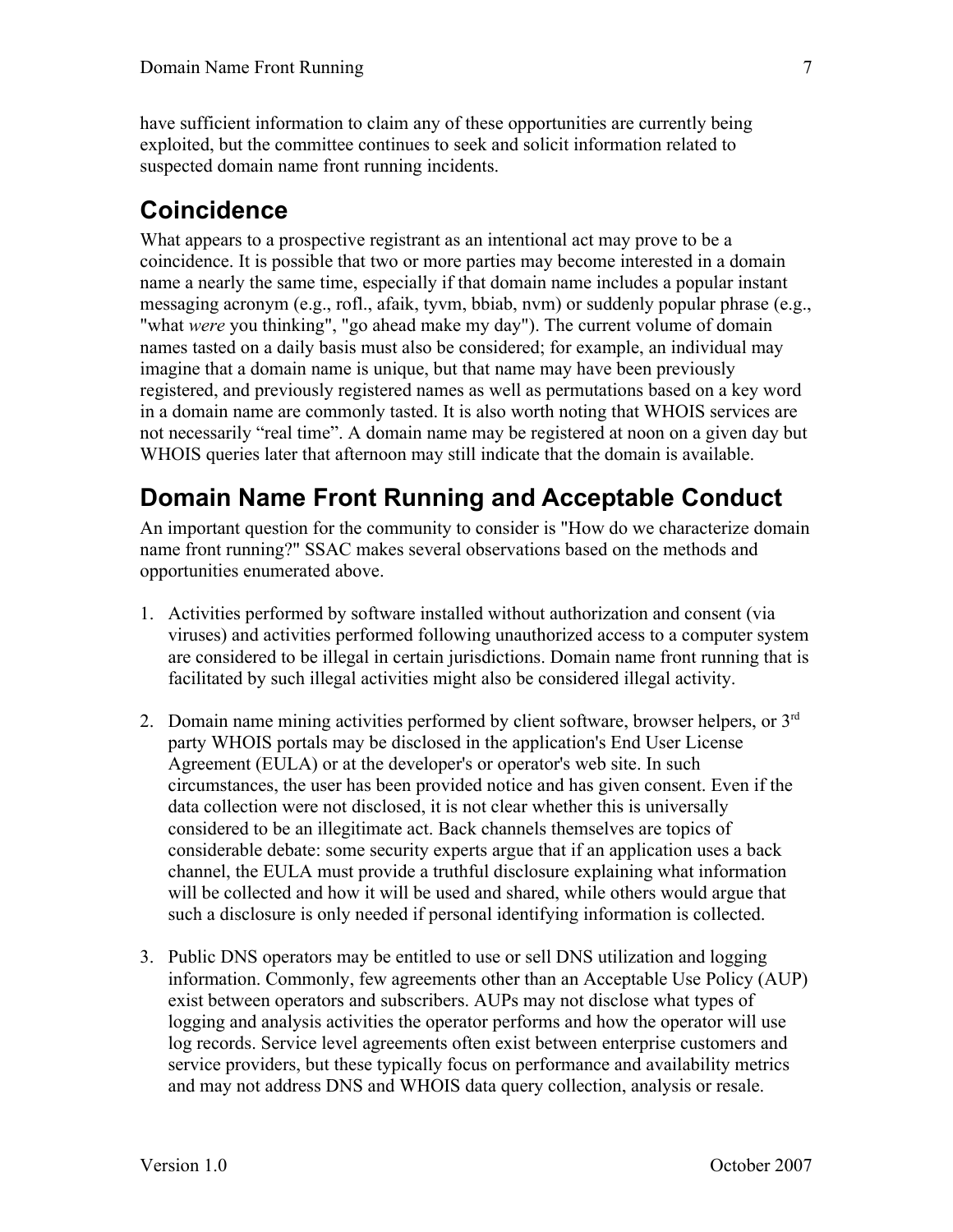have sufficient information to claim any of these opportunities are currently being exploited, but the committee continues to seek and solicit information related to suspected domain name front running incidents.

## Coincidence

What appears to a prospective registrant as an intentional act may prove to be a coincidence. It is possible that two or more parties may become interested in a domain name a nearly the same time, especially if that domain name includes a popular instant messaging acronym (e.g., rofl., afaik, tyvm, bbiab, nvm) or suddenly popular phrase (e.g., "what *were* you thinking", "go ahead make my day"). The current volume of domain names tasted on a daily basis must also be considered; for example, an individual may imagine that a domain name is unique, but that name may have been previously registered, and previously registered names as well as permutations based on a key word in a domain name are commonly tasted. It is also worth noting that WHOIS services are not necessarily "real time". A domain name may be registered at noon on a given day but WHOIS queries later that afternoon may still indicate that the domain is available.

## Domain Name Front Running and Acceptable Conduct

An important question for the community to consider is "How do we characterize domain name front running?" SSAC makes several observations based on the methods and opportunities enumerated above.

1. Activities performed by software installed without authorization and consent (via viruses) and activities performed following unauthorized access to a computer system are considered to be illegal in certain jurisdictions. Domain name front running that is facilitated by such illegal activities might also be considered illegal activity.

2. Domain name mining activities performed by client software, browser helpers, or 3rd party WHOIS portals may be disclosed in the application's End User License Agreement (EULA) or at the developer's or operator's web site. In such circumstances, the user has been provided notice and has given consent. Even if the data collection were not disclosed, it is not clear whether this is universally considered to be an illegitimate act. Back channels themselves are topics of considerable debate: some security experts argue that if an application uses a back channel, the EULA must provide a truthful disclosure explaining what information will be collected and how it will be used and shared, while others would argue that such a disclosure is only needed if personal identifying information is collected.

3. Public DNS operators may be entitled to use or sell DNS utilization and logging information. Commonly, few agreements other than an Acceptable Use Policy (AUP) exist between operators and subscribers. AUPs may not disclose what types of logging and analysis activities the operator performs and how the operator will use log records. Service level agreements often exist between enterprise customers and service providers, but these typically focus on performance and availability metrics and may not address DNS and WHOIS data query collection, analysis or resale.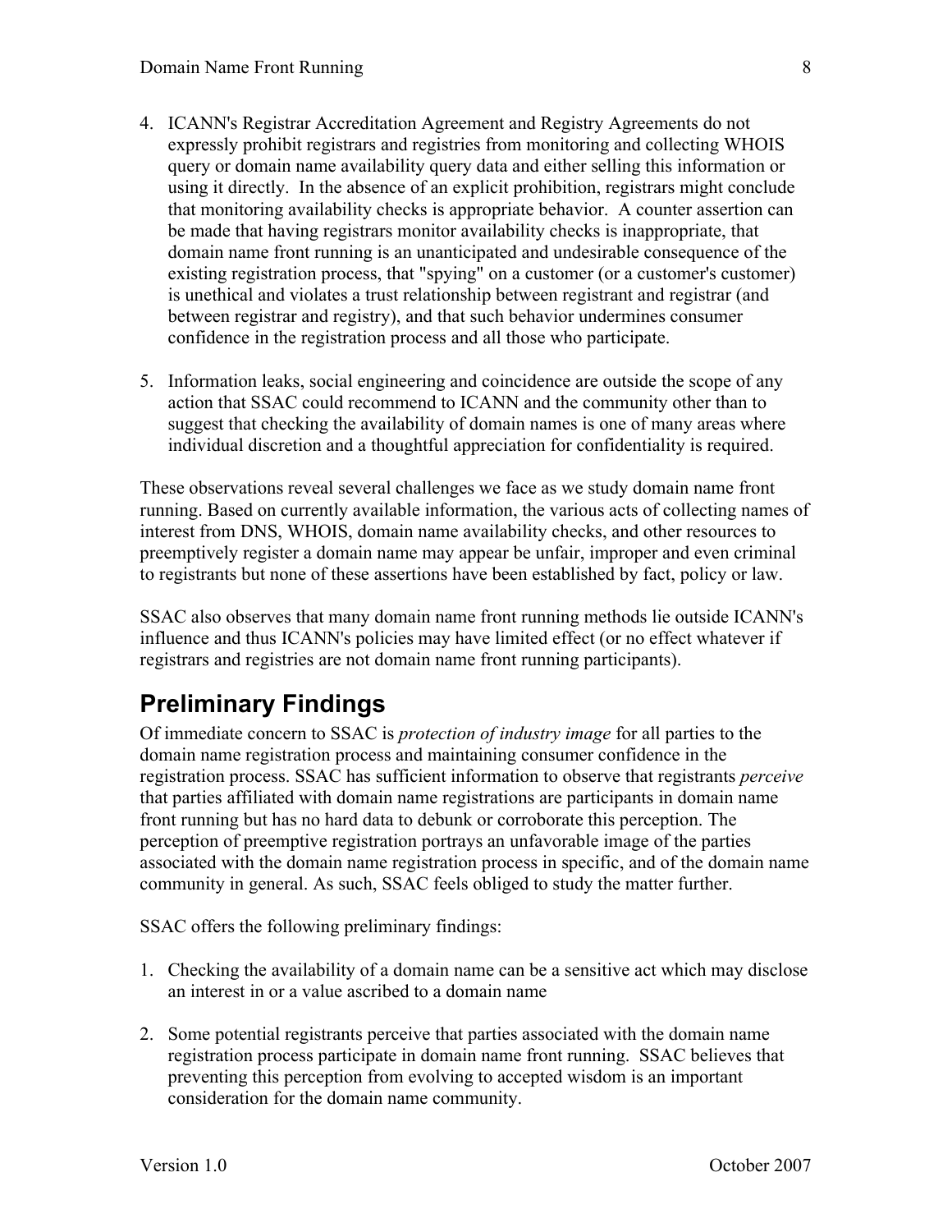4. ICANN's Registrar Accreditation Agreement and Registry Agreements do not expressly prohibit registrars and registries from monitoring and collecting WHOIS query or domain name availability query data and either selling this information or using it directly. In the absence of an explicit prohibition, registrars might conclude that monitoring availability checks is appropriate behavior. A counter assertion can be made that having registrars monitor availability checks is inappropriate, that domain name front running is an unanticipated and undesirable consequence of the existing registration process, that "spying" on a customer (or a customer's customer) is unethical and violates a trust relationship between registrant and registrar (and between registrar and registry), and that such behavior undermines consumer confidence in the registration process and all those who participate.

5. Information leaks, social engineering and coincidence are outside the scope of any action that SSAC could recommend to ICANN and the community other than to suggest that checking the availability of domain names is one of many areas where individual discretion and a thoughtful appreciation for confidentiality is required.

These observations reveal several challenges we face as we study domain name front running. Based on currently available information, the various acts of collecting names of interest from DNS, WHOIS, domain name availability checks, and other resources to preemptively register a domain name may appear be unfair, improper and even criminal to registrants but none of these assertions have been established by fact, policy or law.

SSAC also observes that many domain name front running methods lie outside ICANN's influence and thus ICANN's policies may have limited effect (or no effect whatever if registrars and registries are not domain name front running participants).

## Preliminary Findings

Of immediate concern to SSAC is *protection of industry image* for all parties to the domain name registration process and maintaining consumer confidence in the registration process. SSAC has sufficient information to observe that registrants *perceive* that parties affiliated with domain name registrations are participants in domain name front running but has no hard data to debunk or corroborate this perception. The perception of preemptive registration portrays an unfavorable image of the parties associated with the domain name registration process in specific, and of the domain name community in general. As such, SSAC feels obliged to study the matter further.

SSAC offers the following preliminary findings:

1. Checking the availability of a domain name can be a sensitive act which may disclose an interest in or a value ascribed to a domain name

2. Some potential registrants perceive that parties associated with the domain name registration process participate in domain name front running. SSAC believes that preventing this perception from evolving to accepted wisdom is an important consideration for the domain name community.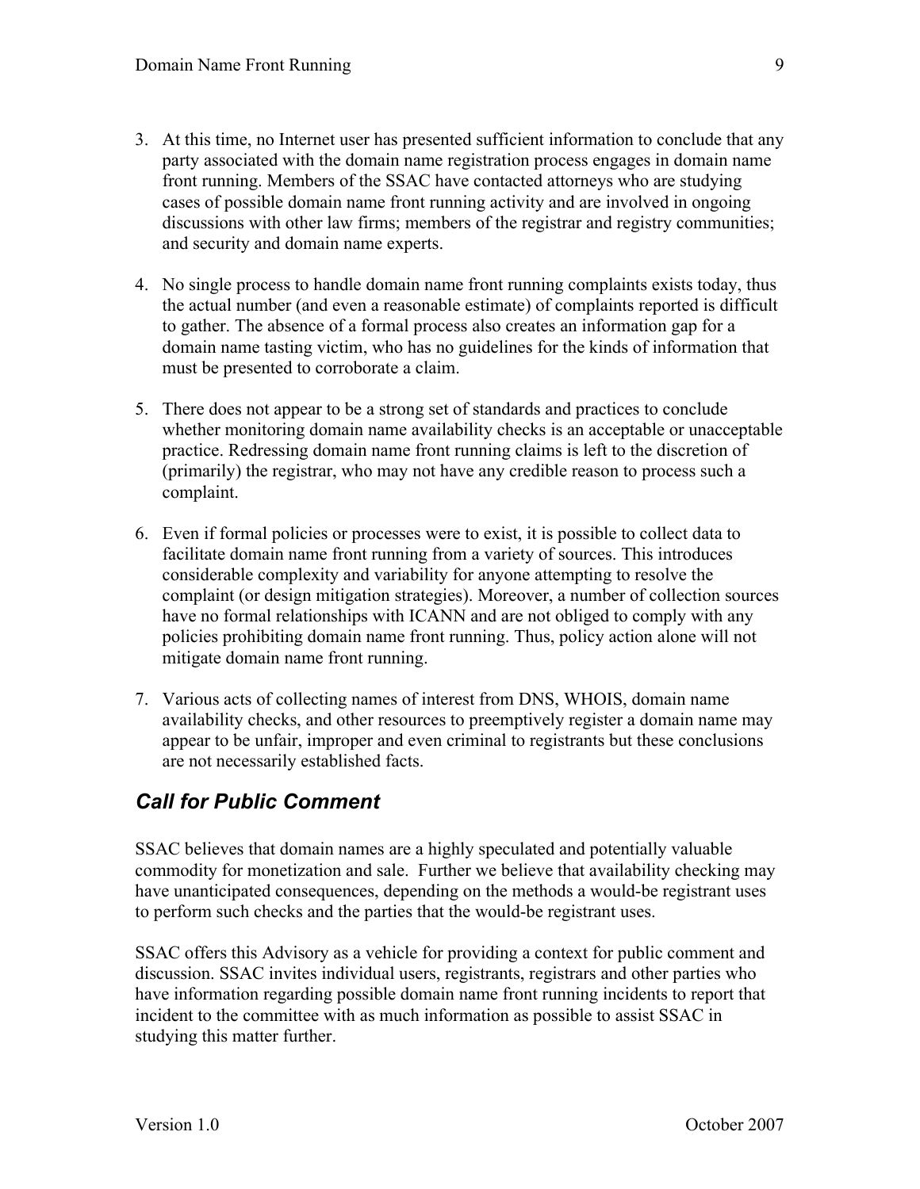3. At this time, no Internet user has presented sufficient information to conclude that any party associated with the domain name registration process engages in domain name front running. Members of the SSAC have contacted attorneys who are studying cases of possible domain name front running activity and are involved in ongoing discussions with other law firms; members of the registrar and registry communities; and security and domain name experts.

4. No single process to handle domain name front running complaints exists today, thus the actual number (and even a reasonable estimate) of complaints reported is difficult to gather. The absence of a formal process also creates an information gap for a domain name tasting victim, who has no guidelines for the kinds of information that must be presented to corroborate a claim.

5. There does not appear to be a strong set of standards and practices to conclude whether monitoring domain name availability checks is an acceptable or unacceptable practice. Redressing domain name front running claims is left to the discretion of (primarily) the registrar, who may not have any credible reason to process such a complaint.

6. Even if formal policies or processes were to exist, it is possible to collect data to facilitate domain name front running from a variety of sources. This introduces considerable complexity and variability for anyone attempting to resolve the complaint (or design mitigation strategies). Moreover, a number of collection sources have no formal relationships with ICANN and are not obliged to comply with any policies prohibiting domain name front running. Thus, policy action alone will not mitigate domain name front running.

7. Various acts of collecting names of interest from DNS, WHOIS, domain name availability checks, and other resources to preemptively register a domain name may appear to be unfair, improper and even criminal to registrants but these conclusions are not necessarily established facts.

## *Call for Public Comment*

SSAC believes that domain names are a highly speculated and potentially valuable commodity for monetization and sale. Further we believe that availability checking may have unanticipated consequences, depending on the methods a would-be registrant uses to perform such checks and the parties that the would-be registrant uses.

SSAC offers this Advisory as a vehicle for providing a context for public comment and discussion. SSAC invites individual users, registrants, registrars and other parties who have information regarding possible domain name front running incidents to report that incident to the committee with as much information as possible to assist SSAC in studying this matter further.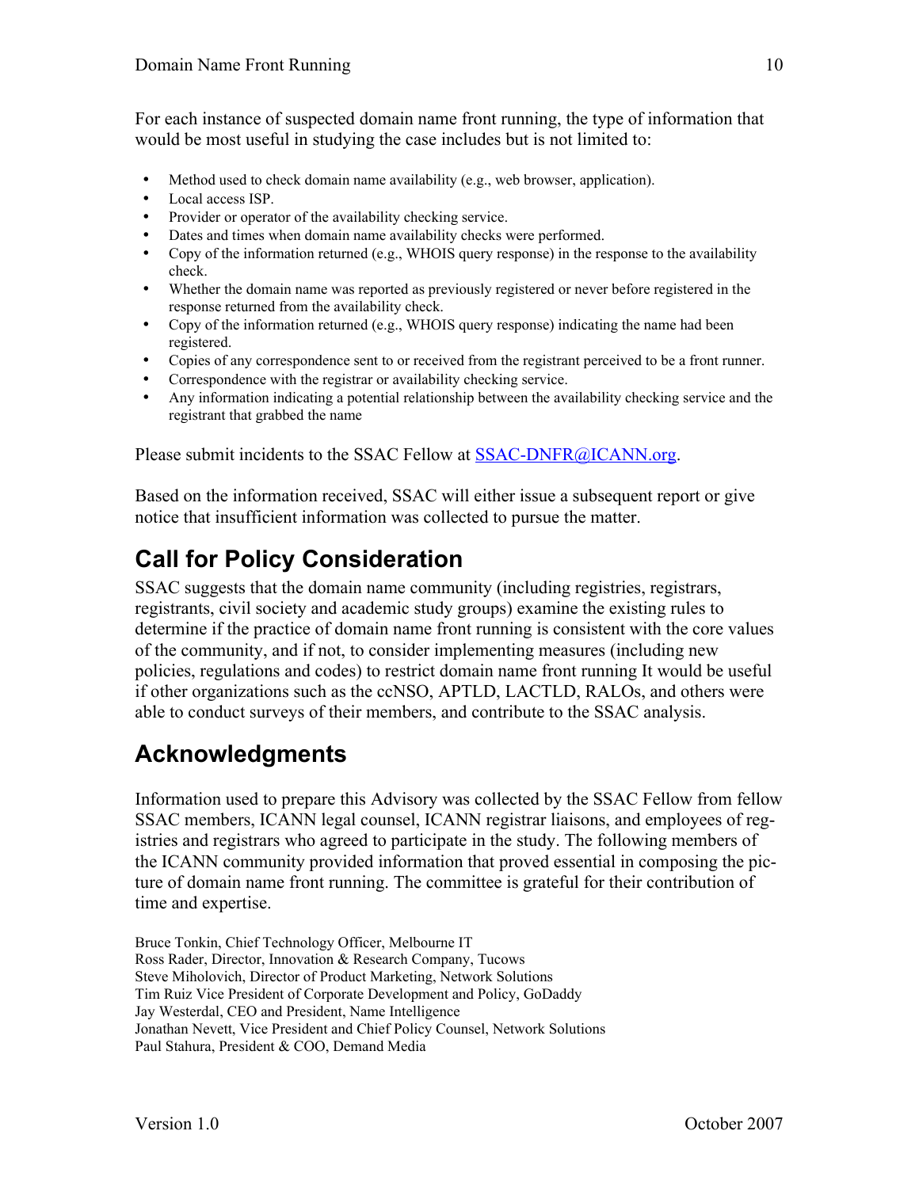For each instance of suspected domain name front running, the type of information that would be most useful in studying the case includes but is not limited to:

- Method used to check domain name availability (e.g., web browser, application).
- Local access ISP.
- Provider or operator of the availability checking service.
- Dates and times when domain name availability checks were performed.
- Copy of the information returned (e.g., WHOIS query response) in the response to the availability check.
- Whether the domain name was reported as previously registered or never before registered in the response returned from the availability check.
- Copy of the information returned (e.g., WHOIS query response) indicating the name had been registered.
- Copies of any correspondence sent to or received from the registrant perceived to be a front runner.
- Correspondence with the registrar or availability checking service.
- Any information indicating a potential relationship between the availability checking service and the registrant that grabbed the name

Please submit incidents to the SSAC Fellow at SSAC-DNFR@ICANN.org.

Based on the information received, SSAC will either issue a subsequent report or give notice that insufficient information was collected to pursue the matter.

## Call for Policy Consideration

SSAC suggests that the domain name community (including registries, registrars, registrants, civil society and academic study groups) examine the existing rules to determine if the practice of domain name front running is consistent with the core values of the community, and if not, to consider implementing measures (including new policies, regulations and codes) to restrict domain name front running It would be useful if other organizations such as the ccNSO, APTLD, LACTLD, RALOs, and others were able to conduct surveys of their members, and contribute to the SSAC analysis.

## Acknowledgments

Information used to prepare this Advisory was collected by the SSAC Fellow from fellow SSAC members, ICANN legal counsel, ICANN registrar liaisons, and employees of registries and registrars who agreed to participate in the study. The following members of the ICANN community provided information that proved essential in composing the picture of domain name front running. The committee is grateful for their contribution of time and expertise.

Bruce Tonkin, Chief Technology Officer, Melbourne IT
Ross Rader, Director, Innovation & Research Company, Tucows
Steve Miholovich, Director of Product Marketing, Network Solutions
Tim Ruiz Vice President of Corporate Development and Policy, GoDaddy
Jay Westerdal, CEO and President, Name Intelligence
Jonathan Nevett, Vice President and Chief Policy Counsel, Network Solutions
Paul Stahura, President & COO, Demand Media